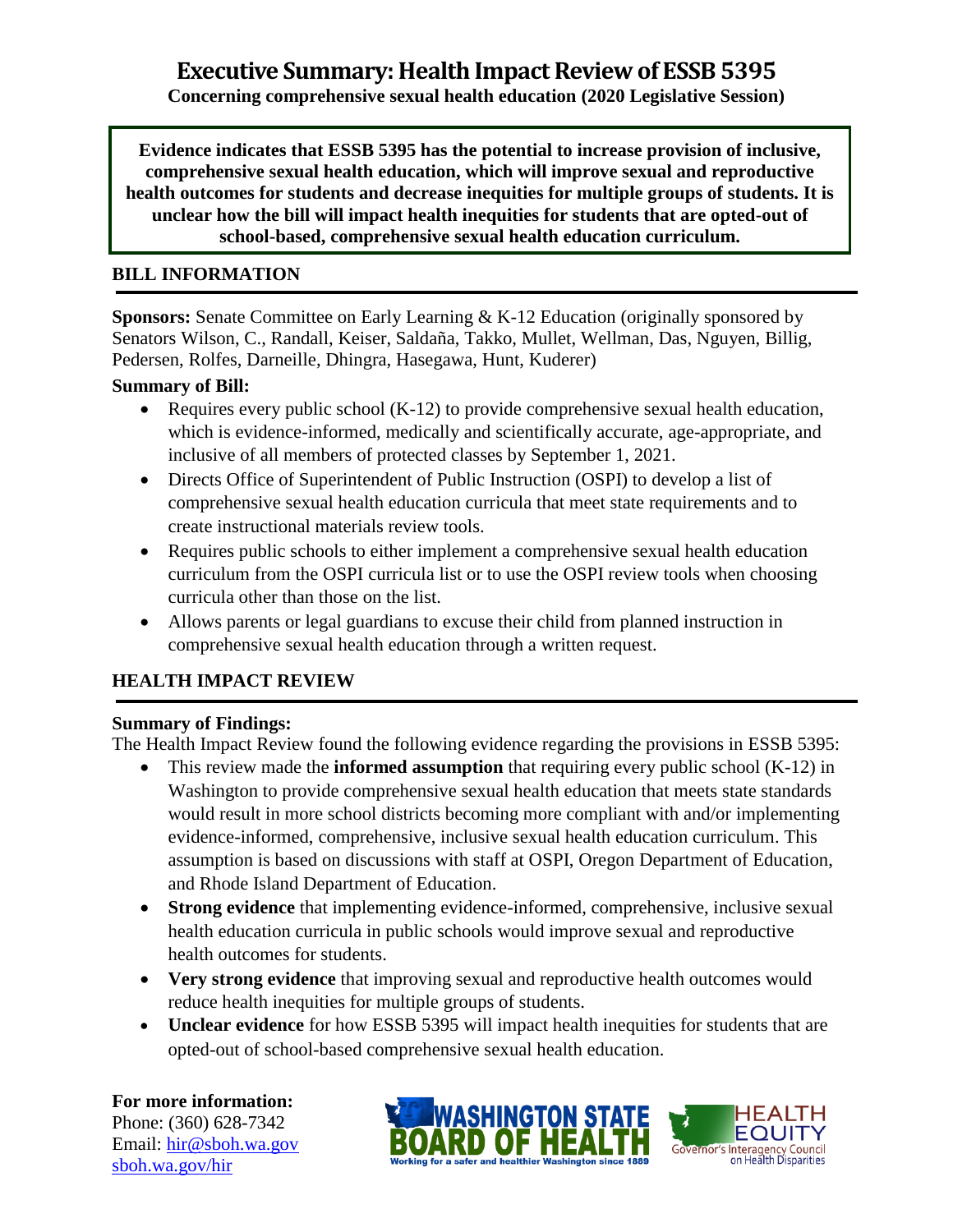# Executive Summary: Health Impact Review of ESSB 5395

**Concerning comprehensive sexual health education (2020 Legislative Session)**

**Evidence indicates that ESSB 5395 has the potential to increase provision of inclusive, comprehensive sexual health education, which will improve sexual and reproductive health outcomes for students and decrease inequities for multiple groups of students. It is unclear how the bill will impact health inequities for students that are opted-out of school-based, comprehensive sexual health education curriculum.**

## BILL INFORMATION

**Sponsors:** Senate Committee on Early Learning & K-12 Education (originally sponsored by Senators Wilson, C., Randall, Keiser, Saldaña, Takko, Mullet, Wellman, Das, Nguyen, Billig, Pedersen, Rolfes, Darneille, Dhingra, Hasegawa, Hunt, Kuderer)

**Summary of Bill:**

- Requires every public school (K-12) to provide comprehensive sexual health education, which is evidence-informed, medically and scientifically accurate, age-appropriate, and inclusive of all members of protected classes by September 1, 2021.
- Directs Office of Superintendent of Public Instruction (OSPI) to develop a list of comprehensive sexual health education curricula that meet state requirements and to create instructional materials review tools.
- Requires public schools to either implement a comprehensive sexual health education curriculum from the OSPI curricula list or to use the OSPI review tools when choosing curricula other than those on the list.
- Allows parents or legal guardians to excuse their child from planned instruction in comprehensive sexual health education through a written request.

## HEALTH IMPACT REVIEW

**Summary of Findings:**

The Health Impact Review found the following evidence regarding the provisions in ESSB 5395:

- This review made the **informed assumption** that requiring every public school (K-12) in Washington to provide comprehensive sexual health education that meets state standards would result in more school districts becoming more compliant with and/or implementing evidence-informed, comprehensive, inclusive sexual health education curriculum. This assumption is based on discussions with staff at OSPI, Oregon Department of Education, and Rhode Island Department of Education.
- **Strong evidence** that implementing evidence-informed, comprehensive, inclusive sexual health education curricula in public schools would improve sexual and reproductive health outcomes for students.
- **Very strong evidence** that improving sexual and reproductive health outcomes would reduce health inequities for multiple groups of students.
- **Unclear evidence** for how ESSB 5395 will impact health inequities for students that are opted-out of school-based comprehensive sexual health education.

**For more information:**
Phone: (360) 628-7342
Email: hir@sboh.wa.gov
sboh.wa.gov/hir

WASHINGTON STATE BOARD OF HEALTH — Working for a safer and healthier Washington since 1889

HEALTH EQUITY — Governor's Interagency Council on Health Disparities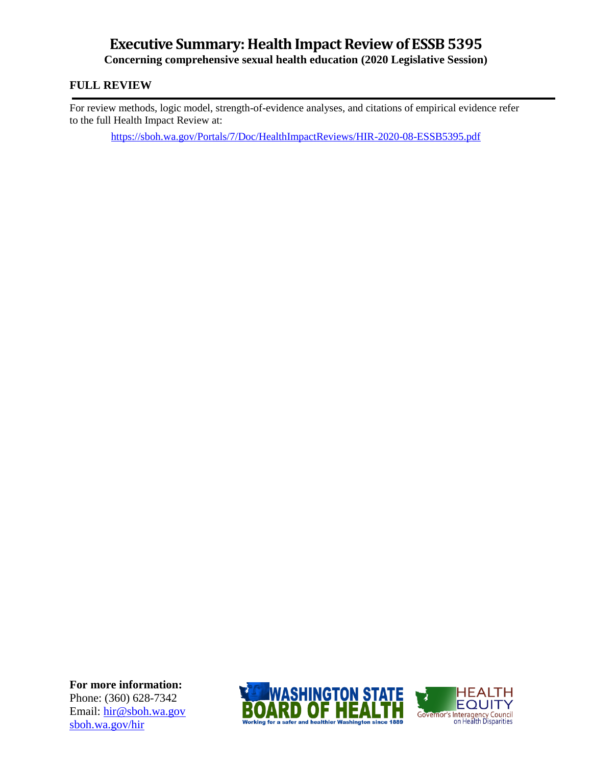# Executive Summary: Health Impact Review of ESSB 5395

**Concerning comprehensive sexual health education (2020 Legislative Session)**

## FULL REVIEW

For review methods, logic model, strength-of-evidence analyses, and citations of empirical evidence refer to the full Health Impact Review at:

https://sboh.wa.gov/Portals/7/Doc/HealthImpactReviews/HIR-2020-08-ESSB5395.pdf

**For more information:**
Phone: (360) 628-7342
Email: hir@sboh.wa.gov
sboh.wa.gov/hir

WASHINGTON STATE BOARD OF HEALTH
Working for a safer and healthier Washington since 1889

HEALTH EQUITY
Governor's Interagency Council on Health Disparities